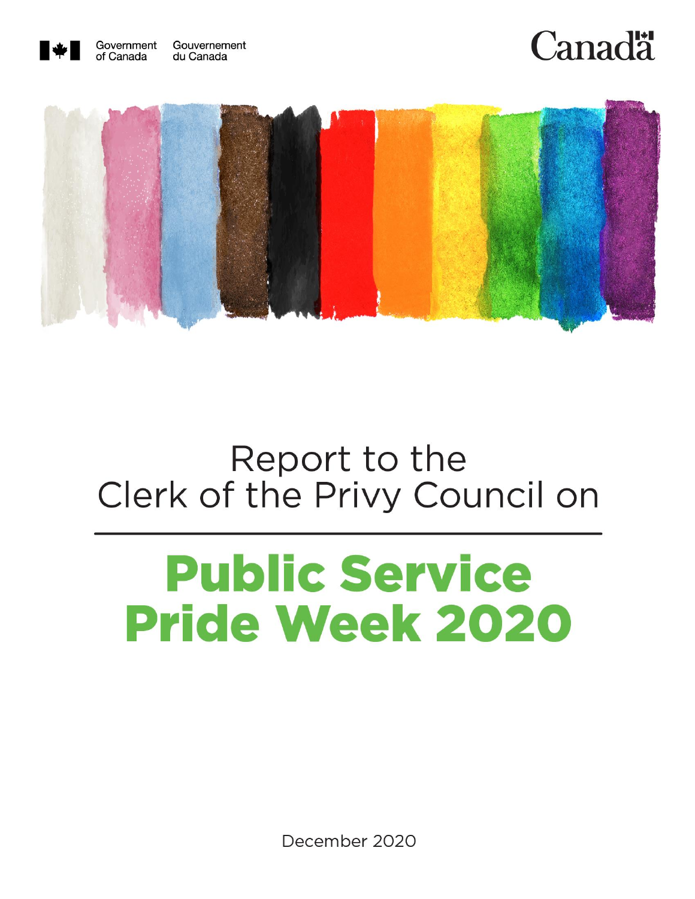Government of Canada Gouvernement du Canada

Canada

Report to the Clerk of the Privy Council on

# Public Service Pride Week 2020

December 2020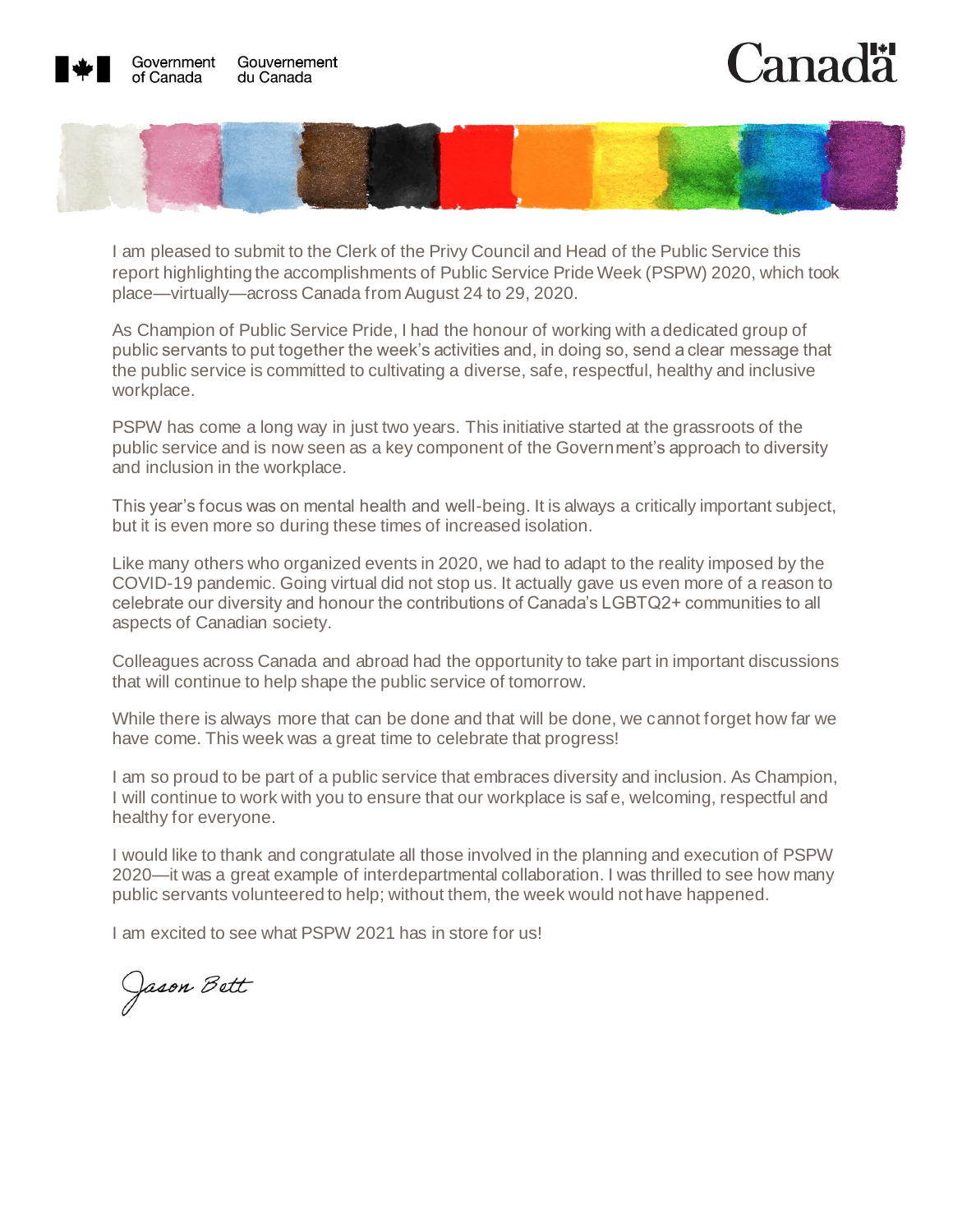Government of Canada Gouvernement du Canada

Canada

I am pleased to submit to the Clerk of the Privy Council and Head of the Public Service this report highlighting the accomplishments of Public Service Pride Week (PSPW) 2020, which took place—virtually—across Canada from August 24 to 29, 2020.

As Champion of Public Service Pride, I had the honour of working with a dedicated group of public servants to put together the week's activities and, in doing so, send a clear message that the public service is committed to cultivating a diverse, safe, respectful, healthy and inclusive workplace.

PSPW has come a long way in just two years. This initiative started at the grassroots of the public service and is now seen as a key component of the Government's approach to diversity and inclusion in the workplace.

This year's focus was on mental health and well-being. It is always a critically important subject, but it is even more so during these times of increased isolation.

Like many others who organized events in 2020, we had to adapt to the reality imposed by the COVID-19 pandemic. Going virtual did not stop us. It actually gave us even more of a reason to celebrate our diversity and honour the contributions of Canada's LGBTQ2+ communities to all aspects of Canadian society.

Colleagues across Canada and abroad had the opportunity to take part in important discussions that will continue to help shape the public service of tomorrow.

While there is always more that can be done and that will be done, we cannot forget how far we have come. This week was a great time to celebrate that progress!

I am so proud to be part of a public service that embraces diversity and inclusion. As Champion, I will continue to work with you to ensure that our workplace is safe, welcoming, respectful and healthy for everyone.

I would like to thank and congratulate all those involved in the planning and execution of PSPW 2020—it was a great example of interdepartmental collaboration. I was thrilled to see how many public servants volunteered to help; without them, the week would not have happened.

I am excited to see what PSPW 2021 has in store for us!

Jason Bett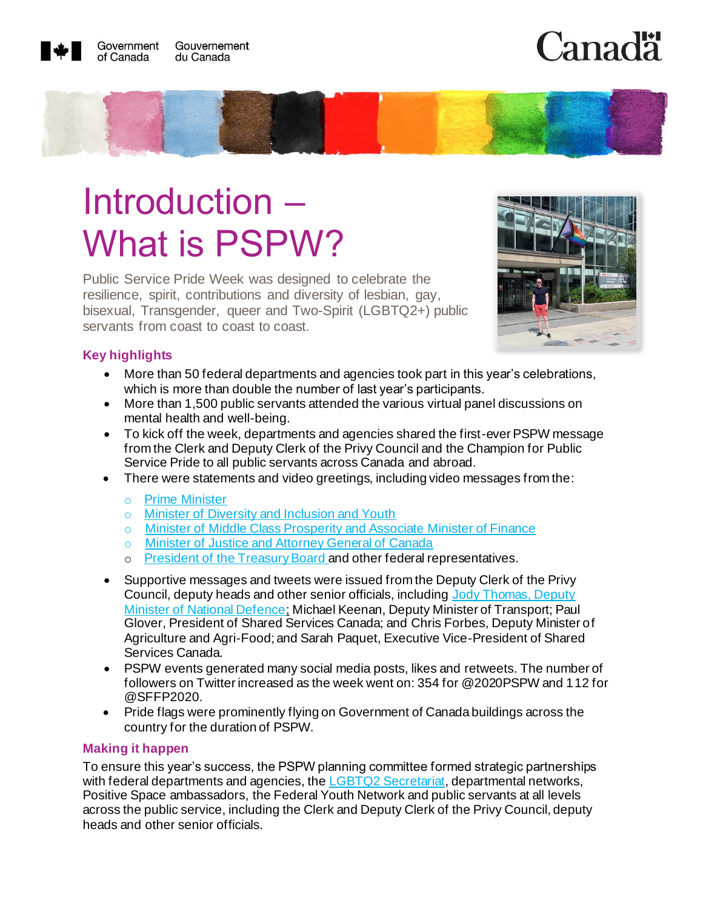# Introduction – What is PSPW?

Public Service Pride Week was designed to celebrate the resilience, spirit, contributions and diversity of lesbian, gay, bisexual, Transgender, queer and Two-Spirit (LGBTQ2+) public servants from coast to coast to coast.

### Key highlights

- More than 50 federal departments and agencies took part in this year's celebrations, which is more than double the number of last year's participants.
- More than 1,500 public servants attended the various virtual panel discussions on mental health and well-being.
- To kick off the week, departments and agencies shared the first-ever PSPW message from the Clerk and Deputy Clerk of the Privy Council and the Champion for Public Service Pride to all public servants across Canada and abroad.
- There were statements and video greetings, including video messages from the:
  - Prime Minister
  - Minister of Diversity and Inclusion and Youth
  - Minister of Middle Class Prosperity and Associate Minister of Finance
  - Minister of Justice and Attorney General of Canada
  - President of the Treasury Board and other federal representatives.
- Supportive messages and tweets were issued from the Deputy Clerk of the Privy Council, deputy heads and other senior officials, including Jody Thomas, Deputy Minister of National Defence; Michael Keenan, Deputy Minister of Transport; Paul Glover, President of Shared Services Canada; and Chris Forbes, Deputy Minister of Agriculture and Agri-Food; and Sarah Paquet, Executive Vice-President of Shared Services Canada.
- PSPW events generated many social media posts, likes and retweets. The number of followers on Twitter increased as the week went on: 354 for @2020PSPW and 112 for @SFFP2020.
- Pride flags were prominently flying on Government of Canada buildings across the country for the duration of PSPW.

### Making it happen

To ensure this year's success, the PSPW planning committee formed strategic partnerships with federal departments and agencies, the LGBTQ2 Secretariat, departmental networks, Positive Space ambassadors, the Federal Youth Network and public servants at all levels across the public service, including the Clerk and Deputy Clerk of the Privy Council, deputy heads and other senior officials.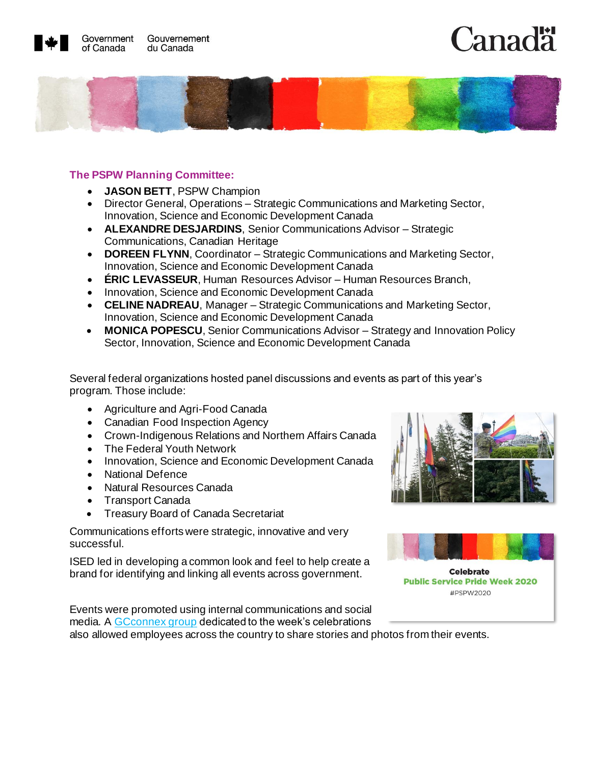### The PSPW Planning Committee:

- **JASON BETT**, PSPW Champion
- Director General, Operations – Strategic Communications and Marketing Sector, Innovation, Science and Economic Development Canada
- **ALEXANDRE DESJARDINS**, Senior Communications Advisor – Strategic Communications, Canadian Heritage
- **DOREEN FLYNN**, Coordinator – Strategic Communications and Marketing Sector, Innovation, Science and Economic Development Canada
- **ÉRIC LEVASSEUR**, Human Resources Advisor – Human Resources Branch,
- Innovation, Science and Economic Development Canada
- **CELINE NADREAU**, Manager – Strategic Communications and Marketing Sector, Innovation, Science and Economic Development Canada
- **MONICA POPESCU**, Senior Communications Advisor – Strategy and Innovation Policy Sector, Innovation, Science and Economic Development Canada

Several federal organizations hosted panel discussions and events as part of this year's program. Those include:

- Agriculture and Agri-Food Canada
- Canadian Food Inspection Agency
- Crown-Indigenous Relations and Northern Affairs Canada
- The Federal Youth Network
- Innovation, Science and Economic Development Canada
- National Defence
- Natural Resources Canada
- Transport Canada
- Treasury Board of Canada Secretariat

Communications efforts were strategic, innovative and very successful.

ISED led in developing a common look and feel to help create a brand for identifying and linking all events across government.

Celebrate
Public Service Pride Week 2020
#PSPW2020

Events were promoted using internal communications and social media. A GCconnex group dedicated to the week's celebrations also allowed employees across the country to share stories and photos from their events.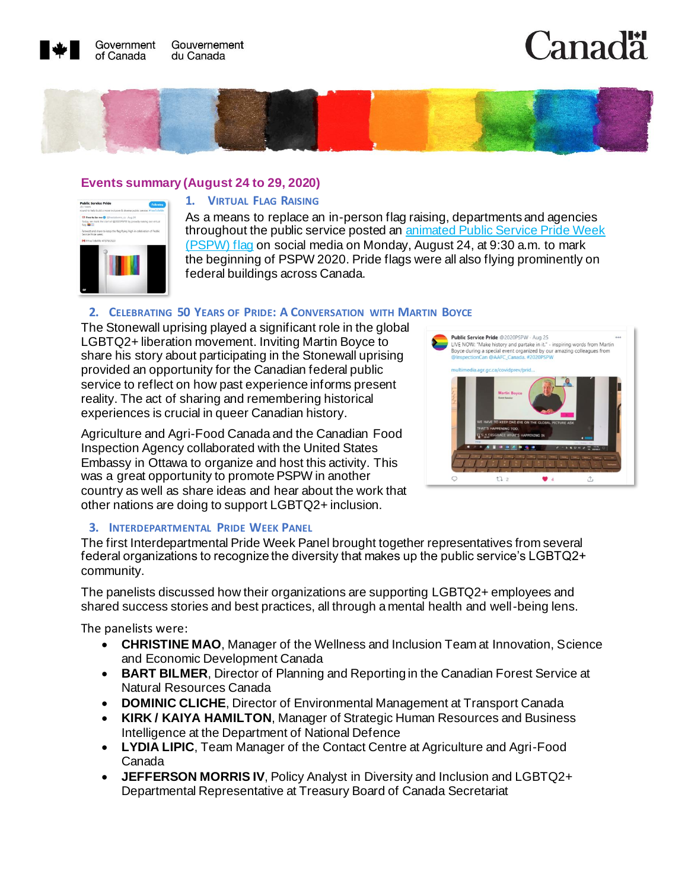Government of Canada Gouvernement du Canada

## Events summary (August 24 to 29, 2020)

### 1. Virtual Flag Raising

As a means to replace an in-person flag raising, departments and agencies throughout the public service posted an [animated Public Service Pride Week (PSPW) flag]() on social media on Monday, August 24, at 9:30 a.m. to mark the beginning of PSPW 2020. Pride flags were all also flying prominently on federal buildings across Canada.

### 2. Celebrating 50 Years of Pride: A Conversation with Martin Boyce

The Stonewall uprising played a significant role in the global LGBTQ2+ liberation movement. Inviting Martin Boyce to share his story about participating in the Stonewall uprising provided an opportunity for the Canadian federal public service to reflect on how past experience informs present reality. The act of sharing and remembering historical experiences is crucial in queer Canadian history.

Agriculture and Agri-Food Canada and the Canadian Food Inspection Agency collaborated with the United States Embassy in Ottawa to organize and host this activity. This was a great opportunity to promote PSPW in another country as well as share ideas and hear about the work that other nations are doing to support LGBTQ2+ inclusion.

### 3. Interdepartmental Pride Week Panel

The first Interdepartmental Pride Week Panel brought together representatives from several federal organizations to recognize the diversity that makes up the public service's LGBTQ2+ community.

The panelists discussed how their organizations are supporting LGBTQ2+ employees and shared success stories and best practices, all through a mental health and well-being lens.

The panelists were:

- **CHRISTINE MAO**, Manager of the Wellness and Inclusion Team at Innovation, Science and Economic Development Canada
- **BART BILMER**, Director of Planning and Reporting in the Canadian Forest Service at Natural Resources Canada
- **DOMINIC CLICHE**, Director of Environmental Management at Transport Canada
- **KIRK / KAIYA HAMILTON**, Manager of Strategic Human Resources and Business Intelligence at the Department of National Defence
- **LYDIA LIPIC**, Team Manager of the Contact Centre at Agriculture and Agri-Food Canada
- **JEFFERSON MORRIS IV**, Policy Analyst in Diversity and Inclusion and LGBTQ2+ Departmental Representative at Treasury Board of Canada Secretariat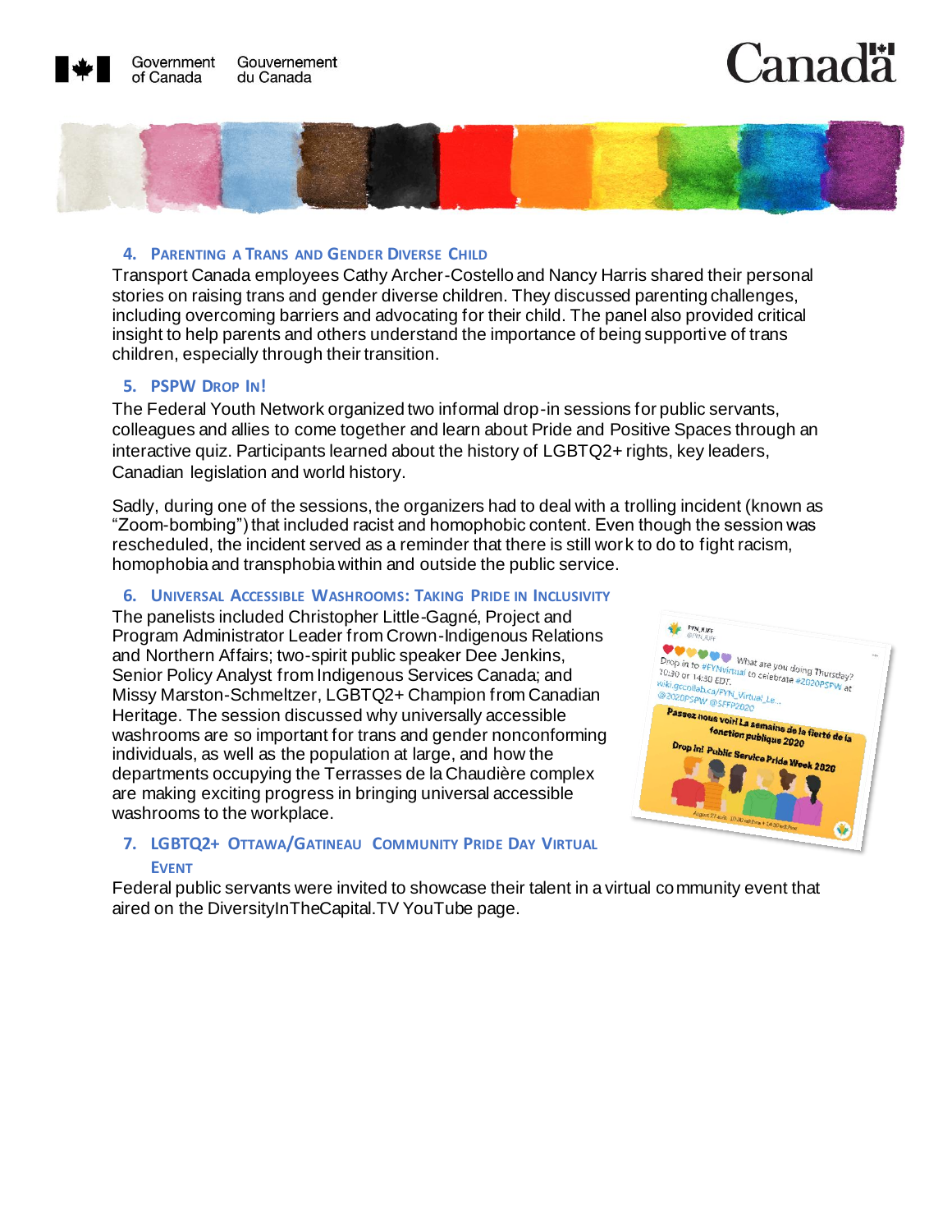### 4. Parenting a Trans and Gender Diverse Child

Transport Canada employees Cathy Archer-Costello and Nancy Harris shared their personal stories on raising trans and gender diverse children. They discussed parenting challenges, including overcoming barriers and advocating for their child. The panel also provided critical insight to help parents and others understand the importance of being supportive of trans children, especially through their transition.

### 5. PSPW Drop In!

The Federal Youth Network organized two informal drop-in sessions for public servants, colleagues and allies to come together and learn about Pride and Positive Spaces through an interactive quiz. Participants learned about the history of LGBTQ2+ rights, key leaders, Canadian legislation and world history.

Sadly, during one of the sessions, the organizers had to deal with a trolling incident (known as "Zoom-bombing") that included racist and homophobic content. Even though the session was rescheduled, the incident served as a reminder that there is still work to do to fight racism, homophobia and transphobia within and outside the public service.

### 6. Universal Accessible Washrooms: Taking Pride in Inclusivity

The panelists included Christopher Little-Gagné, Project and Program Administrator Leader from Crown-Indigenous Relations and Northern Affairs; two-spirit public speaker Dee Jenkins, Senior Policy Analyst from Indigenous Services Canada; and Missy Marston-Schmeltzer, LGBTQ2+ Champion from Canadian Heritage. The session discussed why universally accessible washrooms are so important for trans and gender nonconforming individuals, as well as the population at large, and how the departments occupying the Terrasses de la Chaudière complex are making exciting progress in bringing universal accessible washrooms to the workplace.

### 7. LGBTQ2+ Ottawa/Gatineau Community Pride Day Virtual Event

Federal public servants were invited to showcase their talent in a virtual community event that aired on the DiversityInTheCapital.TV YouTube page.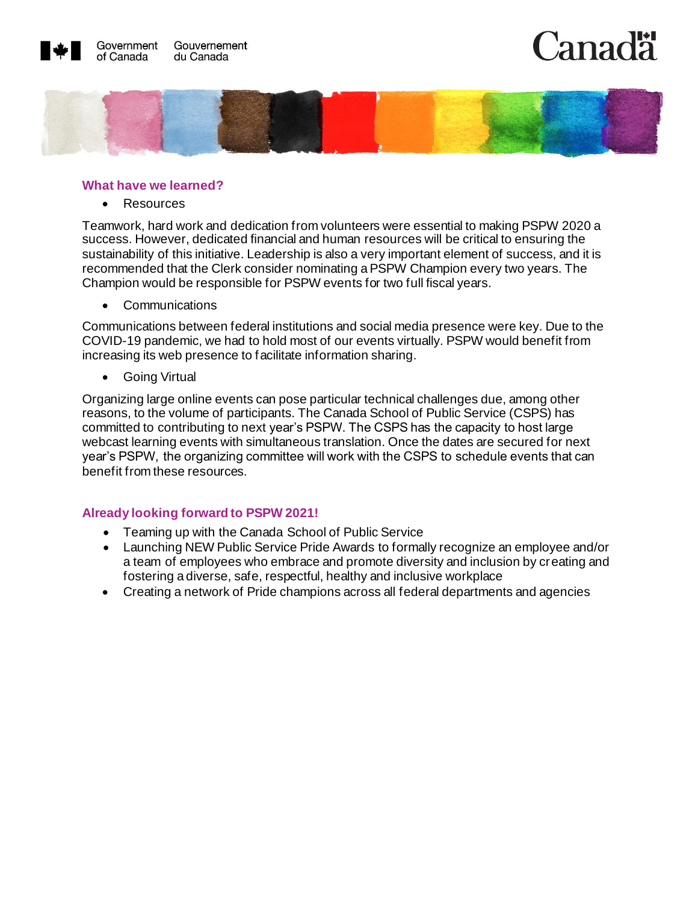## What have we learned?

- Resources

Teamwork, hard work and dedication from volunteers were essential to making PSPW 2020 a success. However, dedicated financial and human resources will be critical to ensuring the sustainability of this initiative. Leadership is also a very important element of success, and it is recommended that the Clerk consider nominating a PSPW Champion every two years. The Champion would be responsible for PSPW events for two full fiscal years.

- Communications

Communications between federal institutions and social media presence were key. Due to the COVID-19 pandemic, we had to hold most of our events virtually. PSPW would benefit from increasing its web presence to facilitate information sharing.

- Going Virtual

Organizing large online events can pose particular technical challenges due, among other reasons, to the volume of participants. The Canada School of Public Service (CSPS) has committed to contributing to next year's PSPW. The CSPS has the capacity to host large webcast learning events with simultaneous translation. Once the dates are secured for next year's PSPW, the organizing committee will work with the CSPS to schedule events that can benefit from these resources.

## Already looking forward to PSPW 2021!

- Teaming up with the Canada School of Public Service
- Launching NEW Public Service Pride Awards to formally recognize an employee and/or a team of employees who embrace and promote diversity and inclusion by creating and fostering a diverse, safe, respectful, healthy and inclusive workplace
- Creating a network of Pride champions across all federal departments and agencies